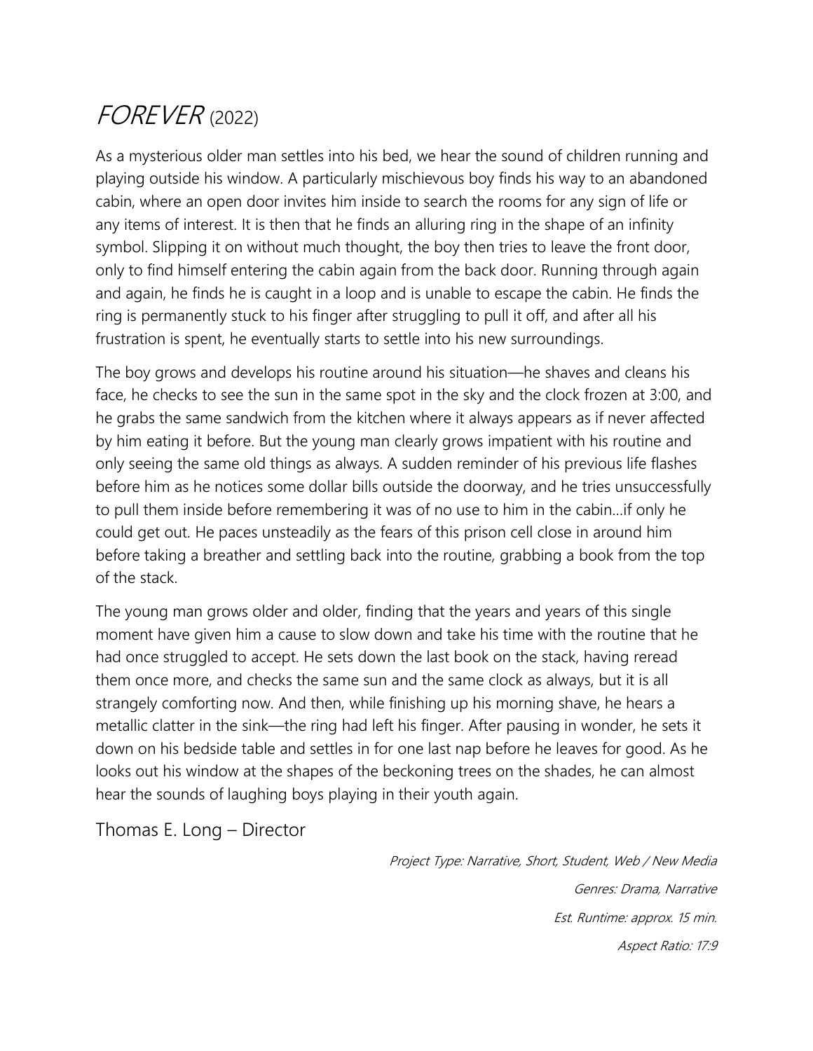# *FOREVER* (2022)

As a mysterious older man settles into his bed, we hear the sound of children running and playing outside his window. A particularly mischievous boy finds his way to an abandoned cabin, where an open door invites him inside to search the rooms for any sign of life or any items of interest. It is then that he finds an alluring ring in the shape of an infinity symbol. Slipping it on without much thought, the boy then tries to leave the front door, only to find himself entering the cabin again from the back door. Running through again and again, he finds he is caught in a loop and is unable to escape the cabin. He finds the ring is permanently stuck to his finger after struggling to pull it off, and after all his frustration is spent, he eventually starts to settle into his new surroundings.

The boy grows and develops his routine around his situation—he shaves and cleans his face, he checks to see the sun in the same spot in the sky and the clock frozen at 3:00, and he grabs the same sandwich from the kitchen where it always appears as if never affected by him eating it before. But the young man clearly grows impatient with his routine and only seeing the same old things as always. A sudden reminder of his previous life flashes before him as he notices some dollar bills outside the doorway, and he tries unsuccessfully to pull them inside before remembering it was of no use to him in the cabin…if only he could get out. He paces unsteadily as the fears of this prison cell close in around him before taking a breather and settling back into the routine, grabbing a book from the top of the stack.

The young man grows older and older, finding that the years and years of this single moment have given him a cause to slow down and take his time with the routine that he had once struggled to accept. He sets down the last book on the stack, having reread them once more, and checks the same sun and the same clock as always, but it is all strangely comforting now. And then, while finishing up his morning shave, he hears a metallic clatter in the sink—the ring had left his finger. After pausing in wonder, he sets it down on his bedside table and settles in for one last nap before he leaves for good. As he looks out his window at the shapes of the beckoning trees on the shades, he can almost hear the sounds of laughing boys playing in their youth again.

Thomas E. Long – Director

*Project Type: Narrative, Short, Student, Web / New Media*

*Genres: Drama, Narrative*

*Est. Runtime: approx. 15 min.*

*Aspect Ratio: 17:9*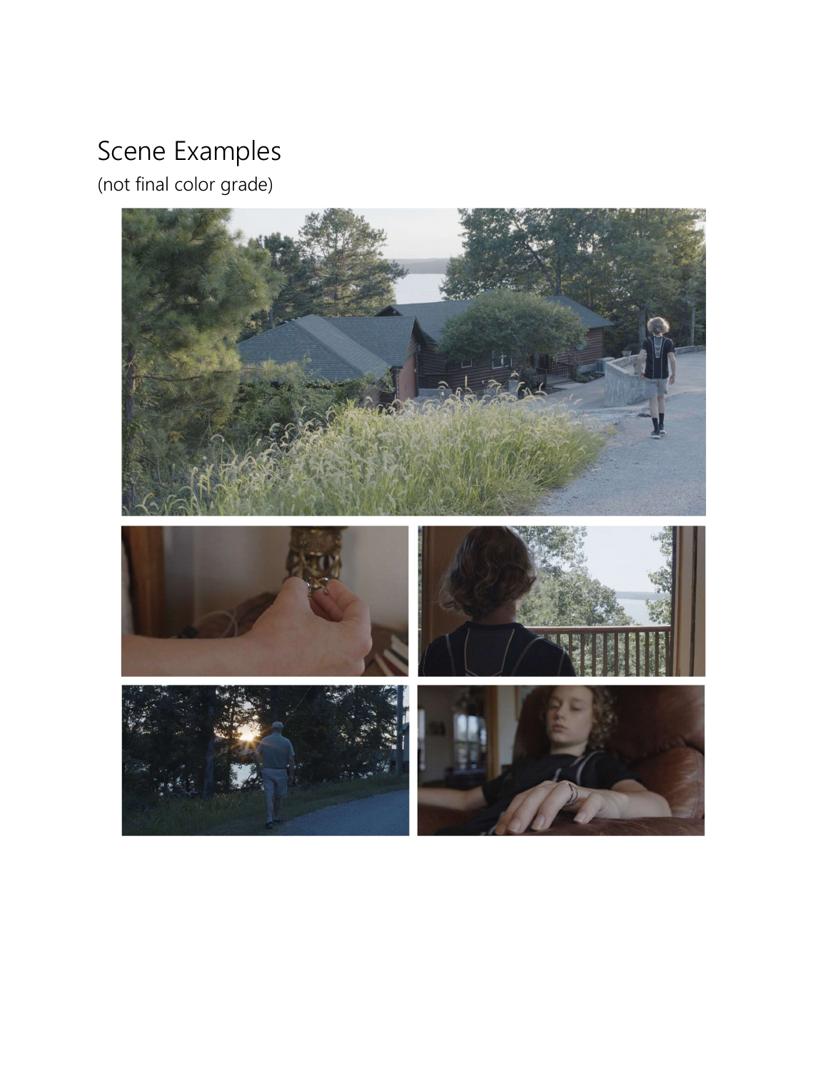# Scene Examples

(not final color grade)